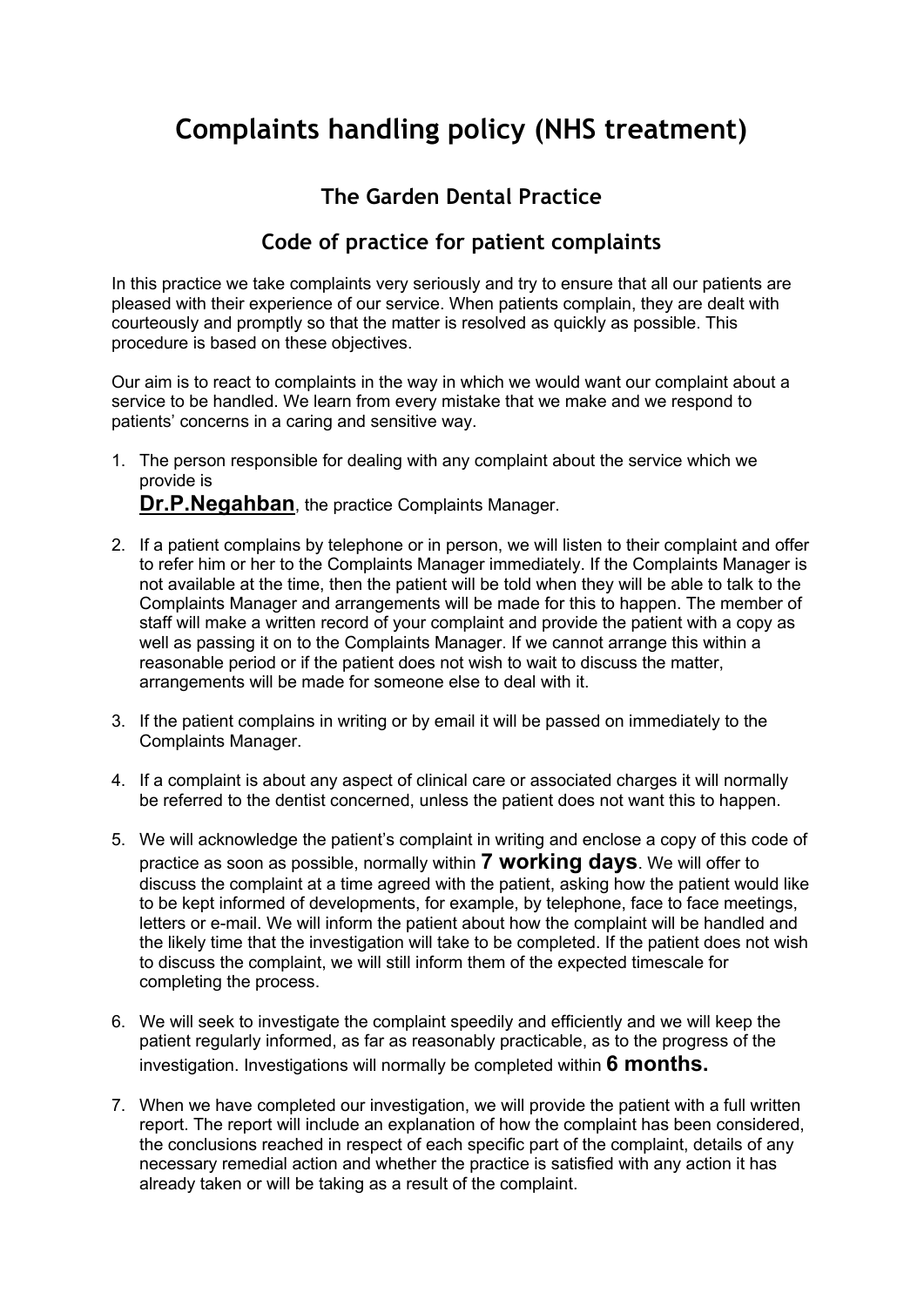# Complaints handling policy (NHS treatment)

## The Garden Dental Practice

## Code of practice for patient complaints

In this practice we take complaints very seriously and try to ensure that all our patients are pleased with their experience of our service. When patients complain, they are dealt with courteously and promptly so that the matter is resolved as quickly as possible. This procedure is based on these objectives.

Our aim is to react to complaints in the way in which we would want our complaint about a service to be handled. We learn from every mistake that we make and we respond to patients' concerns in a caring and sensitive way.

1. The person responsible for dealing with any complaint about the service which we provide is
   **Dr.P.Negahban**, the practice Complaints Manager.

2. If a patient complains by telephone or in person, we will listen to their complaint and offer to refer him or her to the Complaints Manager immediately. If the Complaints Manager is not available at the time, then the patient will be told when they will be able to talk to the Complaints Manager and arrangements will be made for this to happen. The member of staff will make a written record of your complaint and provide the patient with a copy as well as passing it on to the Complaints Manager. If we cannot arrange this within a reasonable period or if the patient does not wish to wait to discuss the matter, arrangements will be made for someone else to deal with it.

3. If the patient complains in writing or by email it will be passed on immediately to the Complaints Manager.

4. If a complaint is about any aspect of clinical care or associated charges it will normally be referred to the dentist concerned, unless the patient does not want this to happen.

5. We will acknowledge the patient's complaint in writing and enclose a copy of this code of practice as soon as possible, normally within **7 working days**. We will offer to discuss the complaint at a time agreed with the patient, asking how the patient would like to be kept informed of developments, for example, by telephone, face to face meetings, letters or e-mail. We will inform the patient about how the complaint will be handled and the likely time that the investigation will take to be completed. If the patient does not wish to discuss the complaint, we will still inform them of the expected timescale for completing the process.

6. We will seek to investigate the complaint speedily and efficiently and we will keep the patient regularly informed, as far as reasonably practicable, as to the progress of the investigation. Investigations will normally be completed within **6 months.**

7. When we have completed our investigation, we will provide the patient with a full written report. The report will include an explanation of how the complaint has been considered, the conclusions reached in respect of each specific part of the complaint, details of any necessary remedial action and whether the practice is satisfied with any action it has already taken or will be taking as a result of the complaint.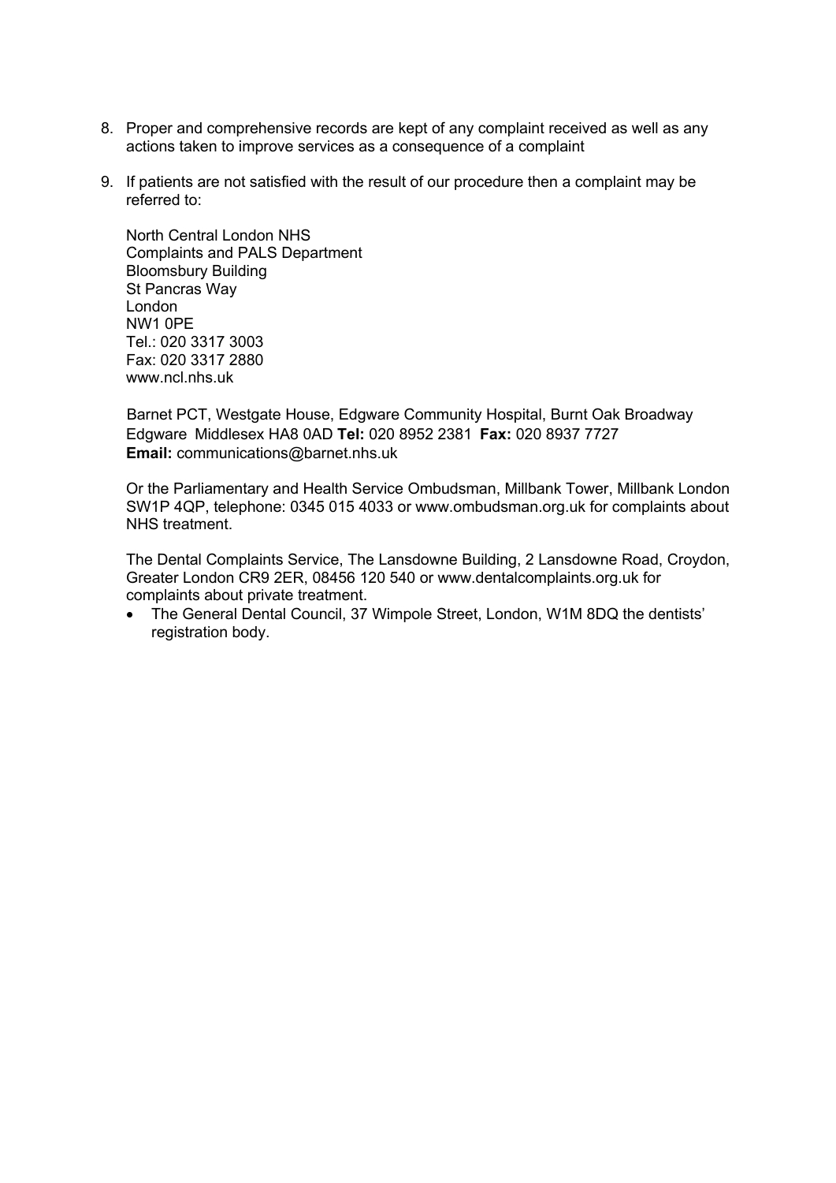8. Proper and comprehensive records are kept of any complaint received as well as any actions taken to improve services as a consequence of a complaint

9. If patients are not satisfied with the result of our procedure then a complaint may be referred to:

   North Central London NHS
   Complaints and PALS Department
   Bloomsbury Building
   St Pancras Way
   London
   NW1 0PE
   Tel.: 020 3317 3003
   Fax: 020 3317 2880
   www.ncl.nhs.uk

   Barnet PCT, Westgate House, Edgware Community Hospital, Burnt Oak Broadway Edgware Middlesex HA8 0AD **Tel:** 020 8952 2381 **Fax:** 020 8937 7727
   **Email:** communications@barnet.nhs.uk

   Or the Parliamentary and Health Service Ombudsman, Millbank Tower, Millbank London SW1P 4QP, telephone: 0345 015 4033 or www.ombudsman.org.uk for complaints about NHS treatment.

   The Dental Complaints Service, The Lansdowne Building, 2 Lansdowne Road, Croydon, Greater London CR9 2ER, 08456 120 540 or www.dentalcomplaints.org.uk for complaints about private treatment.

   - The General Dental Council, 37 Wimpole Street, London, W1M 8DQ the dentists' registration body.